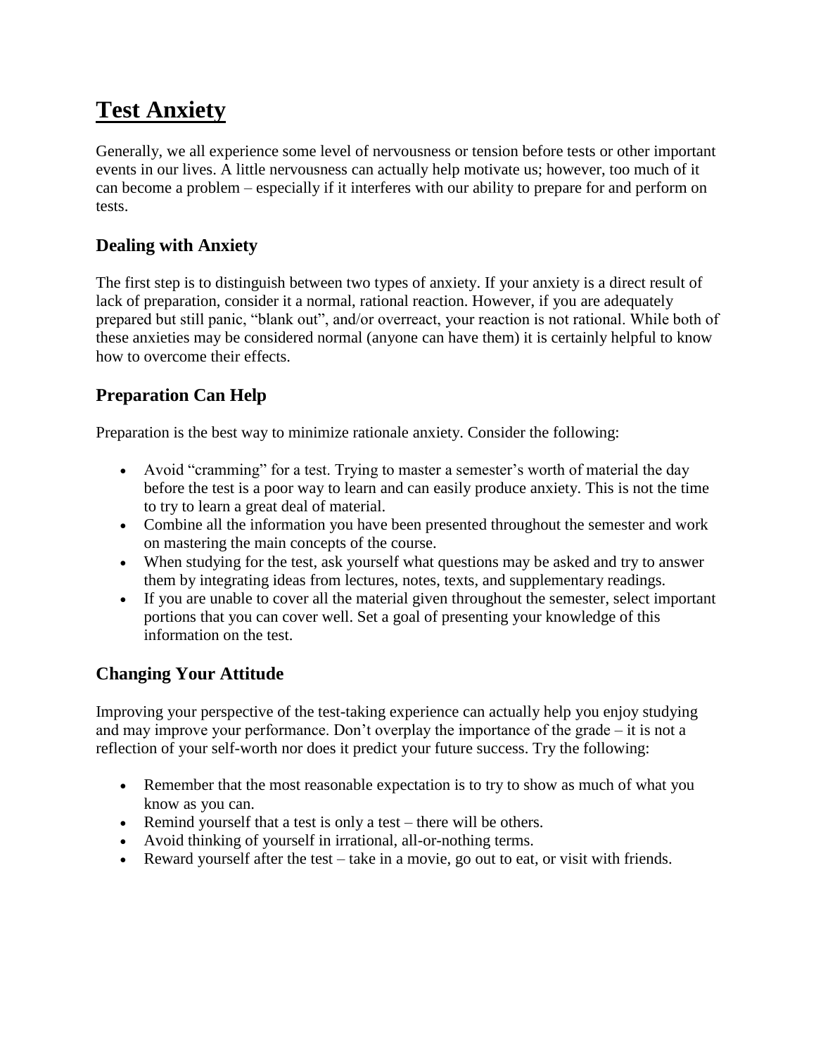# Test Anxiety

Generally, we all experience some level of nervousness or tension before tests or other important events in our lives. A little nervousness can actually help motivate us; however, too much of it can become a problem – especially if it interferes with our ability to prepare for and perform on tests.

## Dealing with Anxiety

The first step is to distinguish between two types of anxiety. If your anxiety is a direct result of lack of preparation, consider it a normal, rational reaction. However, if you are adequately prepared but still panic, "blank out", and/or overreact, your reaction is not rational. While both of these anxieties may be considered normal (anyone can have them) it is certainly helpful to know how to overcome their effects.

## Preparation Can Help

Preparation is the best way to minimize rationale anxiety. Consider the following:

- Avoid "cramming" for a test. Trying to master a semester's worth of material the day before the test is a poor way to learn and can easily produce anxiety. This is not the time to try to learn a great deal of material.
- Combine all the information you have been presented throughout the semester and work on mastering the main concepts of the course.
- When studying for the test, ask yourself what questions may be asked and try to answer them by integrating ideas from lectures, notes, texts, and supplementary readings.
- If you are unable to cover all the material given throughout the semester, select important portions that you can cover well. Set a goal of presenting your knowledge of this information on the test.

## Changing Your Attitude

Improving your perspective of the test-taking experience can actually help you enjoy studying and may improve your performance. Don't overplay the importance of the grade – it is not a reflection of your self-worth nor does it predict your future success. Try the following:

- Remember that the most reasonable expectation is to try to show as much of what you know as you can.
- Remind yourself that a test is only a test – there will be others.
- Avoid thinking of yourself in irrational, all-or-nothing terms.
- Reward yourself after the test – take in a movie, go out to eat, or visit with friends.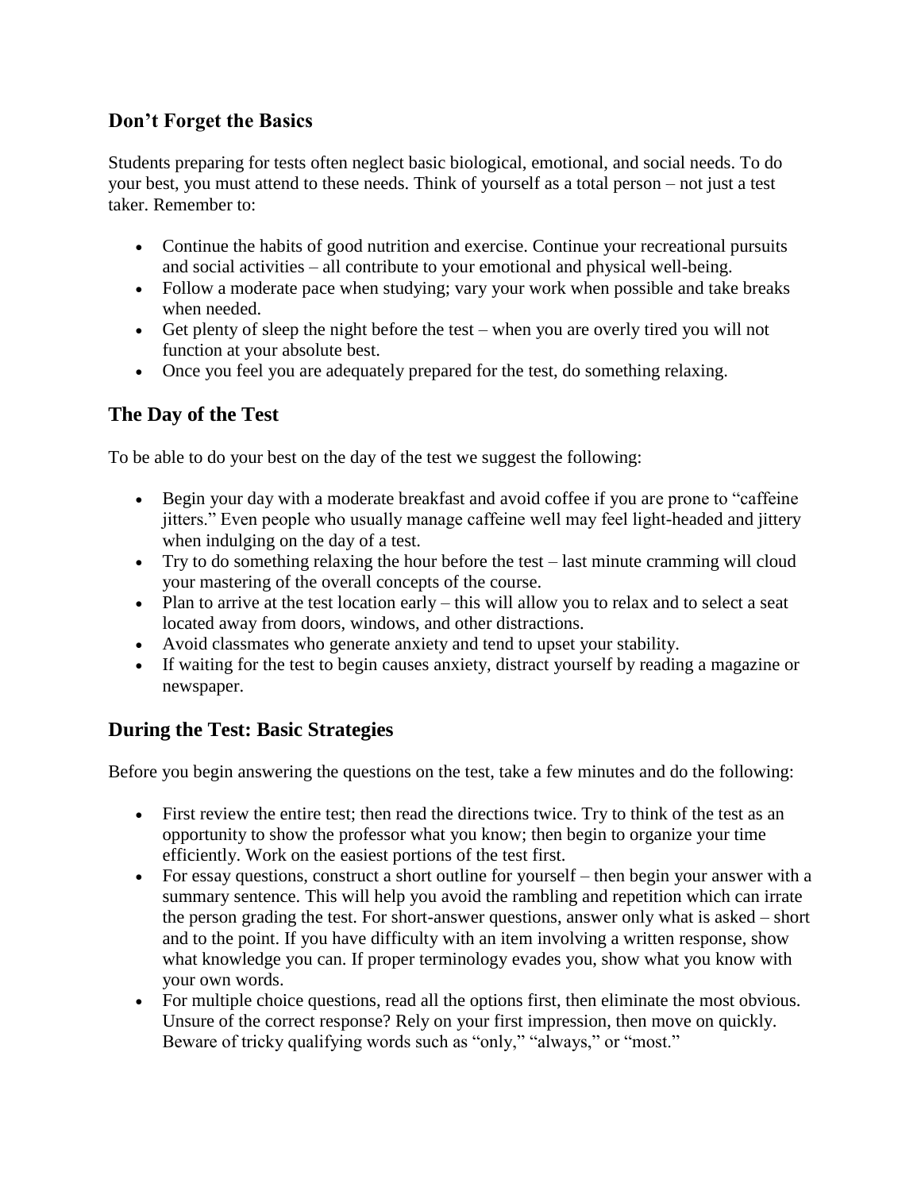## Don’t Forget the Basics

Students preparing for tests often neglect basic biological, emotional, and social needs. To do your best, you must attend to these needs. Think of yourself as a total person – not just a test taker. Remember to:

- Continue the habits of good nutrition and exercise. Continue your recreational pursuits and social activities – all contribute to your emotional and physical well-being.
- Follow a moderate pace when studying; vary your work when possible and take breaks when needed.
- Get plenty of sleep the night before the test – when you are overly tired you will not function at your absolute best.
- Once you feel you are adequately prepared for the test, do something relaxing.

## The Day of the Test

To be able to do your best on the day of the test we suggest the following:

- Begin your day with a moderate breakfast and avoid coffee if you are prone to “caffeine jitters.” Even people who usually manage caffeine well may feel light-headed and jittery when indulging on the day of a test.
- Try to do something relaxing the hour before the test – last minute cramming will cloud your mastering of the overall concepts of the course.
- Plan to arrive at the test location early – this will allow you to relax and to select a seat located away from doors, windows, and other distractions.
- Avoid classmates who generate anxiety and tend to upset your stability.
- If waiting for the test to begin causes anxiety, distract yourself by reading a magazine or newspaper.

## During the Test: Basic Strategies

Before you begin answering the questions on the test, take a few minutes and do the following:

- First review the entire test; then read the directions twice. Try to think of the test as an opportunity to show the professor what you know; then begin to organize your time efficiently. Work on the easiest portions of the test first.
- For essay questions, construct a short outline for yourself – then begin your answer with a summary sentence. This will help you avoid the rambling and repetition which can irrate the person grading the test. For short-answer questions, answer only what is asked – short and to the point. If you have difficulty with an item involving a written response, show what knowledge you can. If proper terminology evades you, show what you know with your own words.
- For multiple choice questions, read all the options first, then eliminate the most obvious. Unsure of the correct response? Rely on your first impression, then move on quickly. Beware of tricky qualifying words such as “only,” “always,” or “most.”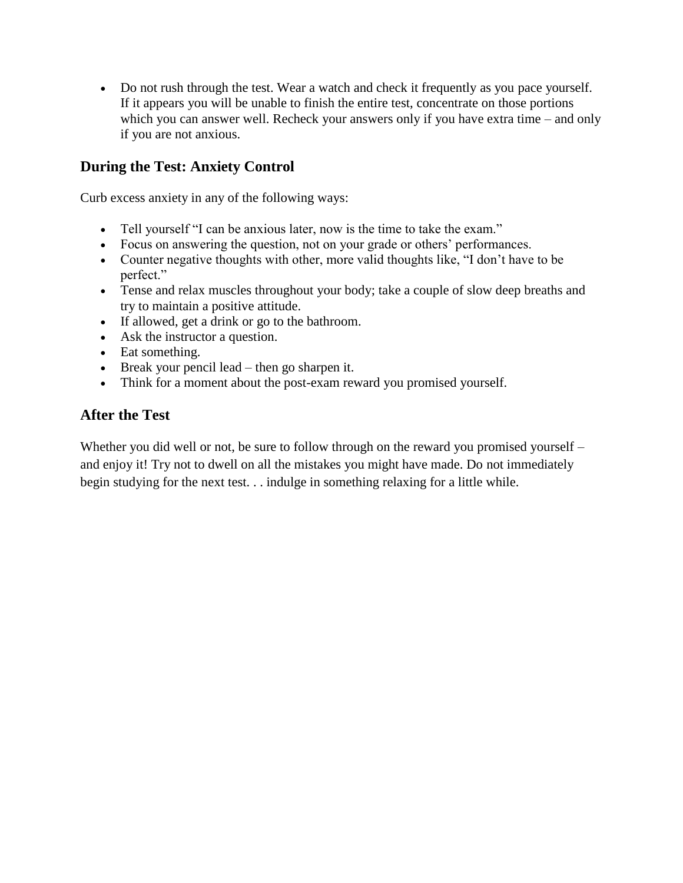- Do not rush through the test. Wear a watch and check it frequently as you pace yourself. If it appears you will be unable to finish the entire test, concentrate on those portions which you can answer well. Recheck your answers only if you have extra time – and only if you are not anxious.

## During the Test: Anxiety Control

Curb excess anxiety in any of the following ways:

- Tell yourself "I can be anxious later, now is the time to take the exam."
- Focus on answering the question, not on your grade or others' performances.
- Counter negative thoughts with other, more valid thoughts like, "I don't have to be perfect."
- Tense and relax muscles throughout your body; take a couple of slow deep breaths and try to maintain a positive attitude.
- If allowed, get a drink or go to the bathroom.
- Ask the instructor a question.
- Eat something.
- Break your pencil lead – then go sharpen it.
- Think for a moment about the post-exam reward you promised yourself.

## After the Test

Whether you did well or not, be sure to follow through on the reward you promised yourself – and enjoy it! Try not to dwell on all the mistakes you might have made. Do not immediately begin studying for the next test. . . indulge in something relaxing for a little while.